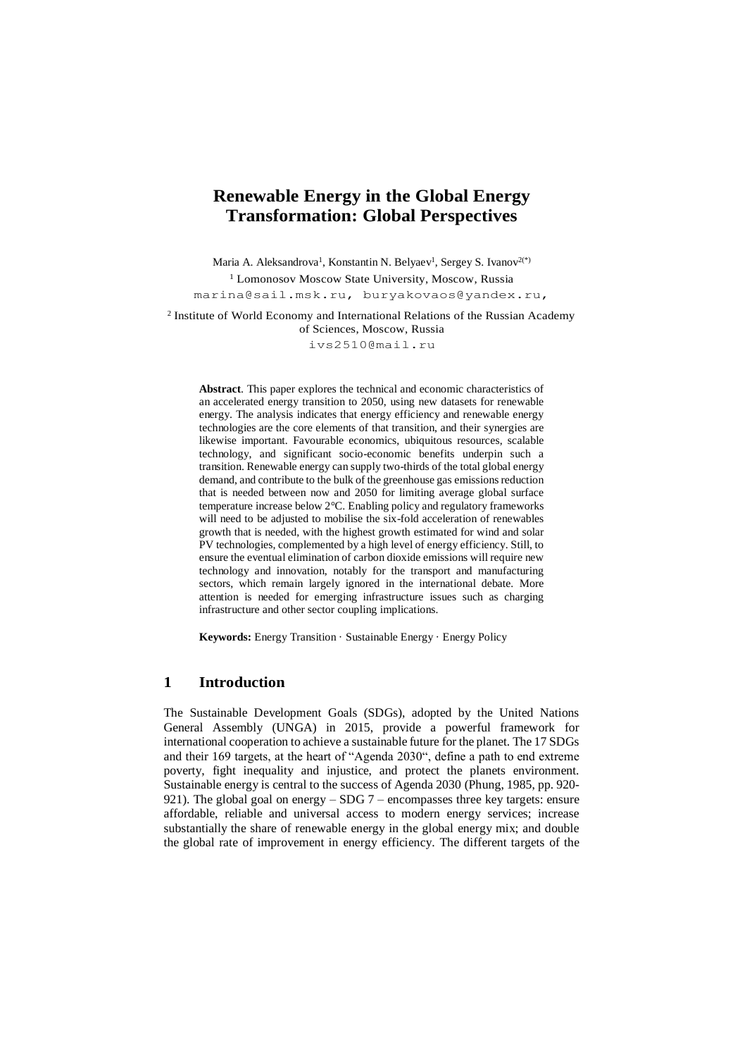# Renewable Energy in the Global Energy Transformation: Global Perspectives

Maria A. Aleksandrova[1], Konstantin N. Belyaev[1], Sergey S. Ivanov[2(*)]

[1] Lomonosov Moscow State University, Moscow, Russia
marina@sail.msk.ru, buryakovaos@yandex.ru,

[2] Institute of World Economy and International Relations of the Russian Academy of Sciences, Moscow, Russia
ivs2510@mail.ru

**Abstract**. This paper explores the technical and economic characteristics of an accelerated energy transition to 2050, using new datasets for renewable energy. The analysis indicates that energy efficiency and renewable energy technologies are the core elements of that transition, and their synergies are likewise important. Favourable economics, ubiquitous resources, scalable technology, and significant socio-economic benefits underpin such a transition. Renewable energy can supply two-thirds of the total global energy demand, and contribute to the bulk of the greenhouse gas emissions reduction that is needed between now and 2050 for limiting average global surface temperature increase below 2°C. Enabling policy and regulatory frameworks will need to be adjusted to mobilise the six-fold acceleration of renewables growth that is needed, with the highest growth estimated for wind and solar PV technologies, complemented by a high level of energy efficiency. Still, to ensure the eventual elimination of carbon dioxide emissions will require new technology and innovation, notably for the transport and manufacturing sectors, which remain largely ignored in the international debate. More attention is needed for emerging infrastructure issues such as charging infrastructure and other sector coupling implications.

**Keywords:** Energy Transition · Sustainable Energy · Energy Policy

## 1 Introduction

The Sustainable Development Goals (SDGs), adopted by the United Nations General Assembly (UNGA) in 2015, provide a powerful framework for international cooperation to achieve a sustainable future for the planet. The 17 SDGs and their 169 targets, at the heart of "Agenda 2030", define a path to end extreme poverty, fight inequality and injustice, and protect the planets environment. Sustainable energy is central to the success of Agenda 2030 (Phung, 1985, pp. 920-921). The global goal on energy – SDG 7 – encompasses three key targets: ensure affordable, reliable and universal access to modern energy services; increase substantially the share of renewable energy in the global energy mix; and double the global rate of improvement in energy efficiency. The different targets of the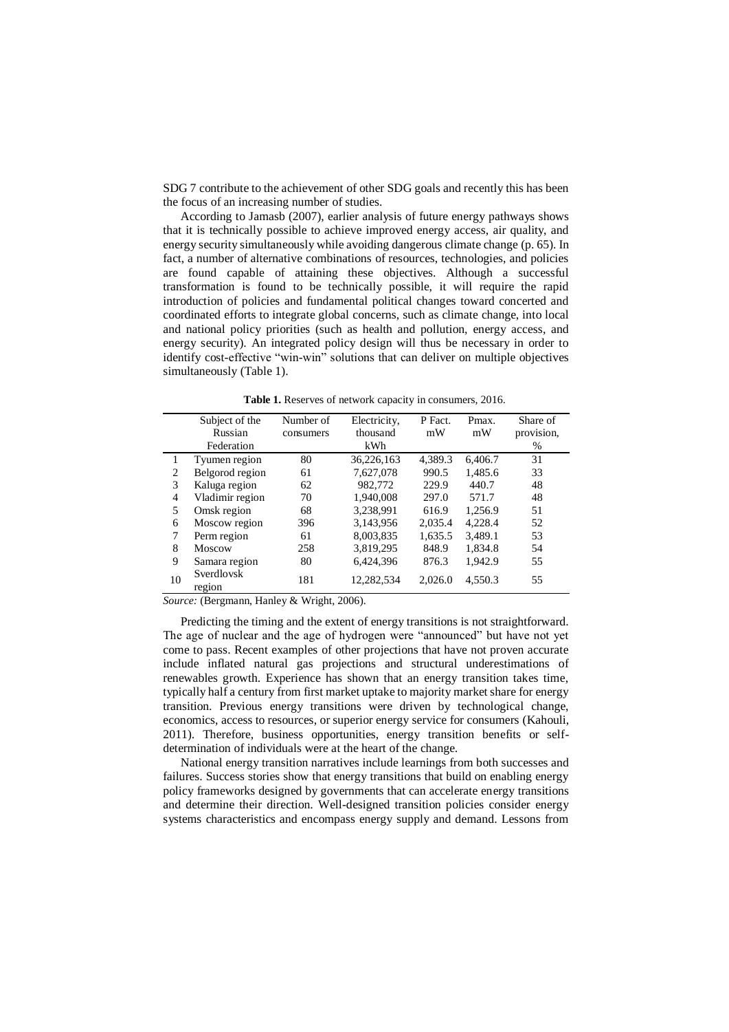SDG 7 contribute to the achievement of other SDG goals and recently this has been the focus of an increasing number of studies.

According to Jamasb (2007), earlier analysis of future energy pathways shows that it is technically possible to achieve improved energy access, air quality, and energy security simultaneously while avoiding dangerous climate change (p. 65). In fact, a number of alternative combinations of resources, technologies, and policies are found capable of attaining these objectives. Although a successful transformation is found to be technically possible, it will require the rapid introduction of policies and fundamental political changes toward concerted and coordinated efforts to integrate global concerns, such as climate change, into local and national policy priorities (such as health and pollution, energy access, and energy security). An integrated policy design will thus be necessary in order to identify cost-effective "win-win" solutions that can deliver on multiple objectives simultaneously (Table 1).

**Table 1.** Reserves of network capacity in consumers, 2016.

| | Subject of the Russian Federation | Number of consumers | Electricity, thousand kWh | P Fact. mW | Pmax. mW | Share of provision, % |
|---|---|---|---|---|---|---|
| 1 | Tyumen region | 80 | 36,226,163 | 4,389.3 | 6,406.7 | 31 |
| 2 | Belgorod region | 61 | 7,627,078 | 990.5 | 1,485.6 | 33 |
| 3 | Kaluga region | 62 | 982,772 | 229.9 | 440.7 | 48 |
| 4 | Vladimir region | 70 | 1,940,008 | 297.0 | 571.7 | 48 |
| 5 | Omsk region | 68 | 3,238,991 | 616.9 | 1,256.9 | 51 |
| 6 | Moscow region | 396 | 3,143,956 | 2,035.4 | 4,228.4 | 52 |
| 7 | Perm region | 61 | 8,003,835 | 1,635.5 | 3,489.1 | 53 |
| 8 | Moscow | 258 | 3,819,295 | 848.9 | 1,834.8 | 54 |
| 9 | Samara region | 80 | 6,424,396 | 876.3 | 1,942.9 | 55 |
| 10 | Sverdlovsk region | 181 | 12,282,534 | 2,026.0 | 4,550.3 | 55 |

*Source:* (Bergmann, Hanley & Wright, 2006).

Predicting the timing and the extent of energy transitions is not straightforward. The age of nuclear and the age of hydrogen were "announced" but have not yet come to pass. Recent examples of other projections that have not proven accurate include inflated natural gas projections and structural underestimations of renewables growth. Experience has shown that an energy transition takes time, typically half a century from first market uptake to majority market share for energy transition. Previous energy transitions were driven by technological change, economics, access to resources, or superior energy service for consumers (Kahouli, 2011). Therefore, business opportunities, energy transition benefits or self-determination of individuals were at the heart of the change.

National energy transition narratives include learnings from both successes and failures. Success stories show that energy transitions that build on enabling energy policy frameworks designed by governments that can accelerate energy transitions and determine their direction. Well-designed transition policies consider energy systems characteristics and encompass energy supply and demand. Lessons from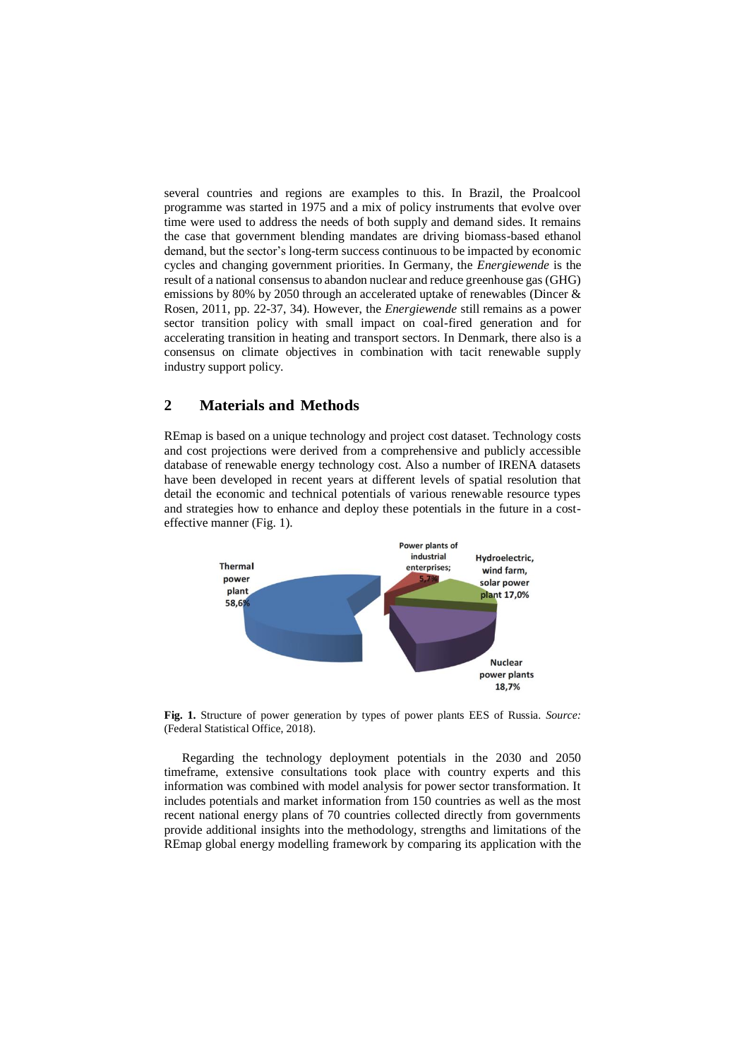several countries and regions are examples to this. In Brazil, the Proalcool programme was started in 1975 and a mix of policy instruments that evolve over time were used to address the needs of both supply and demand sides. It remains the case that government blending mandates are driving biomass-based ethanol demand, but the sector's long-term success continuous to be impacted by economic cycles and changing government priorities. In Germany, the *Energiewende* is the result of a national consensus to abandon nuclear and reduce greenhouse gas (GHG) emissions by 80% by 2050 through an accelerated uptake of renewables (Dincer & Rosen, 2011, pp. 22-37, 34). However, the *Energiewende* still remains as a power sector transition policy with small impact on coal-fired generation and for accelerating transition in heating and transport sectors. In Denmark, there also is a consensus on climate objectives in combination with tacit renewable supply industry support policy.

## 2 Materials and Methods

REmap is based on a unique technology and project cost dataset. Technology costs and cost projections were derived from a comprehensive and publicly accessible database of renewable energy technology cost. Also a number of IRENA datasets have been developed in recent years at different levels of spatial resolution that detail the economic and technical potentials of various renewable resource types and strategies how to enhance and deploy these potentials in the future in a cost-effective manner (Fig. 1).

**Fig. 1.** Structure of power generation by types of power plants EES of Russia. *Source:* (Federal Statistical Office, 2018).

Regarding the technology deployment potentials in the 2030 and 2050 timeframe, extensive consultations took place with country experts and this information was combined with model analysis for power sector transformation. It includes potentials and market information from 150 countries as well as the most recent national energy plans of 70 countries collected directly from governments provide additional insights into the methodology, strengths and limitations of the REmap global energy modelling framework by comparing its application with the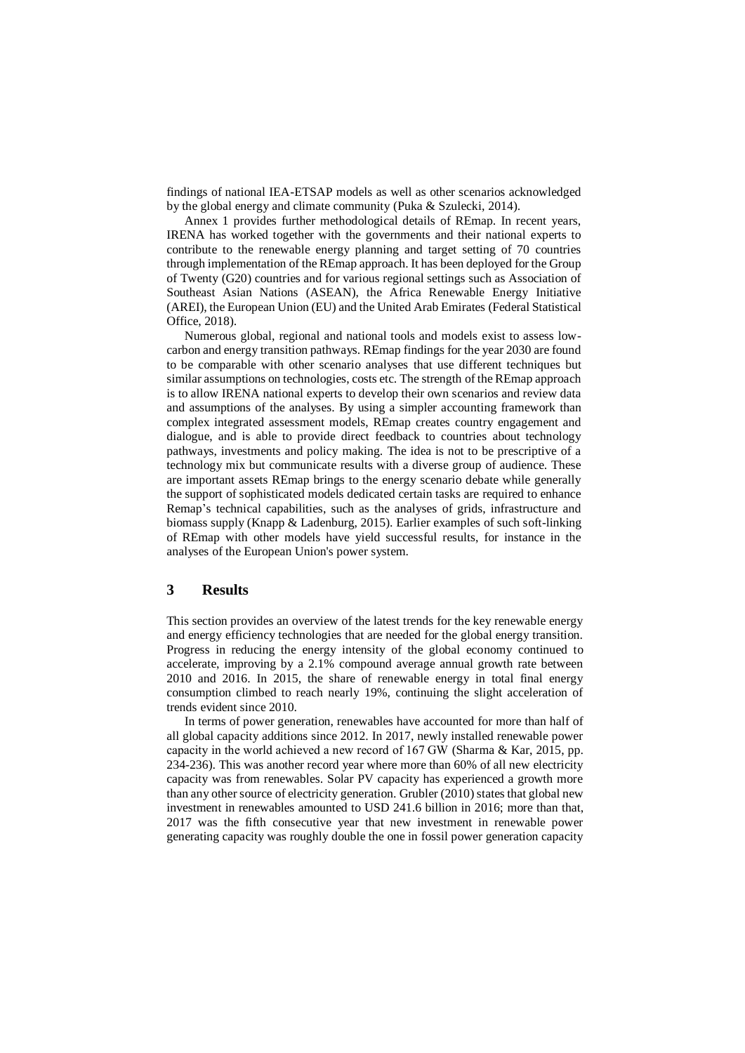findings of national IEA-ETSAP models as well as other scenarios acknowledged by the global energy and climate community (Puka & Szulecki, 2014).

Annex 1 provides further methodological details of REmap. In recent years, IRENA has worked together with the governments and their national experts to contribute to the renewable energy planning and target setting of 70 countries through implementation of the REmap approach. It has been deployed for the Group of Twenty (G20) countries and for various regional settings such as Association of Southeast Asian Nations (ASEAN), the Africa Renewable Energy Initiative (AREI), the European Union (EU) and the United Arab Emirates (Federal Statistical Office, 2018).

Numerous global, regional and national tools and models exist to assess low-carbon and energy transition pathways. REmap findings for the year 2030 are found to be comparable with other scenario analyses that use different techniques but similar assumptions on technologies, costs etc. The strength of the REmap approach is to allow IRENA national experts to develop their own scenarios and review data and assumptions of the analyses. By using a simpler accounting framework than complex integrated assessment models, REmap creates country engagement and dialogue, and is able to provide direct feedback to countries about technology pathways, investments and policy making. The idea is not to be prescriptive of a technology mix but communicate results with a diverse group of audience. These are important assets REmap brings to the energy scenario debate while generally the support of sophisticated models dedicated certain tasks are required to enhance Remap's technical capabilities, such as the analyses of grids, infrastructure and biomass supply (Knapp & Ladenburg, 2015). Earlier examples of such soft-linking of REmap with other models have yield successful results, for instance in the analyses of the European Union's power system.

## 3 Results

This section provides an overview of the latest trends for the key renewable energy and energy efficiency technologies that are needed for the global energy transition. Progress in reducing the energy intensity of the global economy continued to accelerate, improving by a 2.1% compound average annual growth rate between 2010 and 2016. In 2015, the share of renewable energy in total final energy consumption climbed to reach nearly 19%, continuing the slight acceleration of trends evident since 2010.

In terms of power generation, renewables have accounted for more than half of all global capacity additions since 2012. In 2017, newly installed renewable power capacity in the world achieved a new record of 167 GW (Sharma & Kar, 2015, pp. 234-236). This was another record year where more than 60% of all new electricity capacity was from renewables. Solar PV capacity has experienced a growth more than any other source of electricity generation. Grubler (2010) states that global new investment in renewables amounted to USD 241.6 billion in 2016; more than that, 2017 was the fifth consecutive year that new investment in renewable power generating capacity was roughly double the one in fossil power generation capacity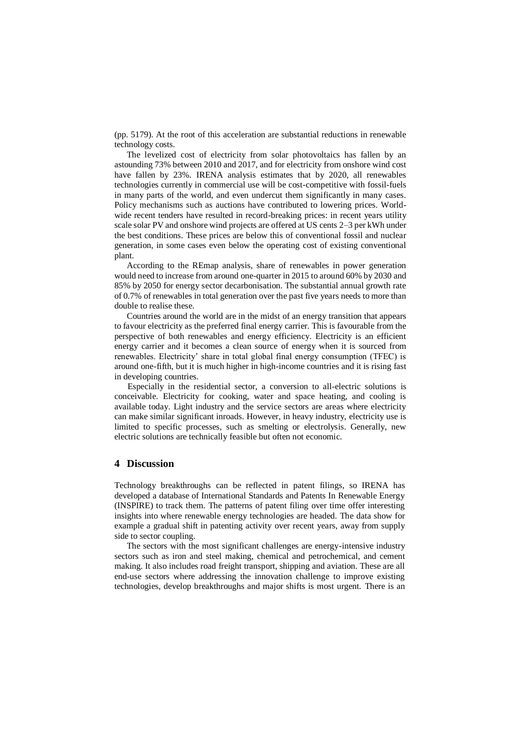(pp. 5179). At the root of this acceleration are substantial reductions in renewable technology costs.

The levelized cost of electricity from solar photovoltaics has fallen by an astounding 73% between 2010 and 2017, and for electricity from onshore wind cost have fallen by 23%. IRENA analysis estimates that by 2020, all renewables technologies currently in commercial use will be cost-competitive with fossil-fuels in many parts of the world, and even undercut them significantly in many cases. Policy mechanisms such as auctions have contributed to lowering prices. World-wide recent tenders have resulted in record-breaking prices: in recent years utility scale solar PV and onshore wind projects are offered at US cents 2–3 per kWh under the best conditions. These prices are below this of conventional fossil and nuclear generation, in some cases even below the operating cost of existing conventional plant.

According to the REmap analysis, share of renewables in power generation would need to increase from around one-quarter in 2015 to around 60% by 2030 and 85% by 2050 for energy sector decarbonisation. The substantial annual growth rate of 0.7% of renewables in total generation over the past five years needs to more than double to realise these.

Countries around the world are in the midst of an energy transition that appears to favour electricity as the preferred final energy carrier. This is favourable from the perspective of both renewables and energy efficiency. Electricity is an efficient energy carrier and it becomes a clean source of energy when it is sourced from renewables. Electricity' share in total global final energy consumption (TFEC) is around one-fifth, but it is much higher in high-income countries and it is rising fast in developing countries.

Especially in the residential sector, a conversion to all-electric solutions is conceivable. Electricity for cooking, water and space heating, and cooling is available today. Light industry and the service sectors are areas where electricity can make similar significant inroads. However, in heavy industry, electricity use is limited to specific processes, such as smelting or electrolysis. Generally, new electric solutions are technically feasible but often not economic.

## 4 Discussion

Technology breakthroughs can be reflected in patent filings, so IRENA has developed a database of International Standards and Patents In Renewable Energy (INSPIRE) to track them. The patterns of patent filing over time offer interesting insights into where renewable energy technologies are headed. The data show for example a gradual shift in patenting activity over recent years, away from supply side to sector coupling.

The sectors with the most significant challenges are energy-intensive industry sectors such as iron and steel making, chemical and petrochemical, and cement making. It also includes road freight transport, shipping and aviation. These are all end-use sectors where addressing the innovation challenge to improve existing technologies, develop breakthroughs and major shifts is most urgent. There is an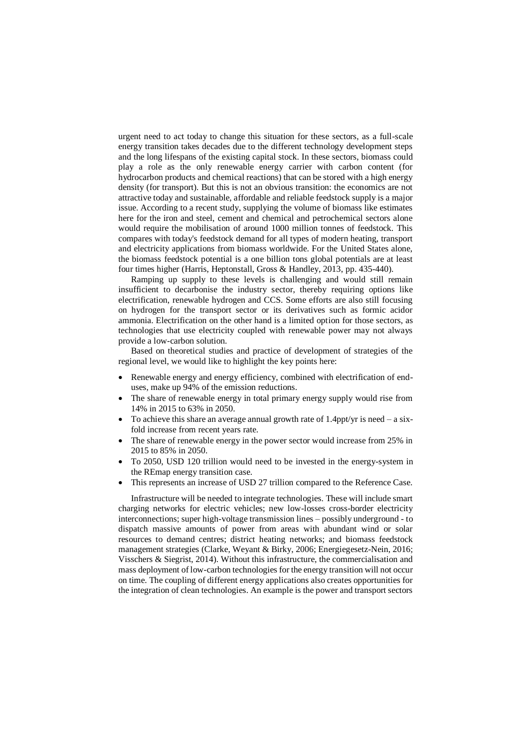urgent need to act today to change this situation for these sectors, as a full-scale energy transition takes decades due to the different technology development steps and the long lifespans of the existing capital stock. In these sectors, biomass could play a role as the only renewable energy carrier with carbon content (for hydrocarbon products and chemical reactions) that can be stored with a high energy density (for transport). But this is not an obvious transition: the economics are not attractive today and sustainable, affordable and reliable feedstock supply is a major issue. According to a recent study, supplying the volume of biomass like estimates here for the iron and steel, cement and chemical and petrochemical sectors alone would require the mobilisation of around 1000 million tonnes of feedstock. This compares with today's feedstock demand for all types of modern heating, transport and electricity applications from biomass worldwide. For the United States alone, the biomass feedstock potential is a one billion tons global potentials are at least four times higher (Harris, Heptonstall, Gross & Handley, 2013, pp. 435-440).

Ramping up supply to these levels is challenging and would still remain insufficient to decarbonise the industry sector, thereby requiring options like electrification, renewable hydrogen and CCS. Some efforts are also still focusing on hydrogen for the transport sector or its derivatives such as formic acidor ammonia. Electrification on the other hand is a limited option for those sectors, as technologies that use electricity coupled with renewable power may not always provide a low-carbon solution.

Based on theoretical studies and practice of development of strategies of the regional level, we would like to highlight the key points here:

- Renewable energy and energy efficiency, combined with electrification of end-uses, make up 94% of the emission reductions.
- The share of renewable energy in total primary energy supply would rise from 14% in 2015 to 63% in 2050.
- To achieve this share an average annual growth rate of 1.4ppt/yr is need – a six-fold increase from recent years rate.
- The share of renewable energy in the power sector would increase from 25% in 2015 to 85% in 2050.
- To 2050, USD 120 trillion would need to be invested in the energy-system in the REmap energy transition case.
- This represents an increase of USD 27 trillion compared to the Reference Case.

Infrastructure will be needed to integrate technologies. These will include smart charging networks for electric vehicles; new low-losses cross-border electricity interconnections; super high-voltage transmission lines – possibly underground - to dispatch massive amounts of power from areas with abundant wind or solar resources to demand centres; district heating networks; and biomass feedstock management strategies (Clarke, Weyant & Birky, 2006; Energiegesetz-Nein, 2016; Visschers & Siegrist, 2014). Without this infrastructure, the commercialisation and mass deployment of low-carbon technologies for the energy transition will not occur on time. The coupling of different energy applications also creates opportunities for the integration of clean technologies. An example is the power and transport sectors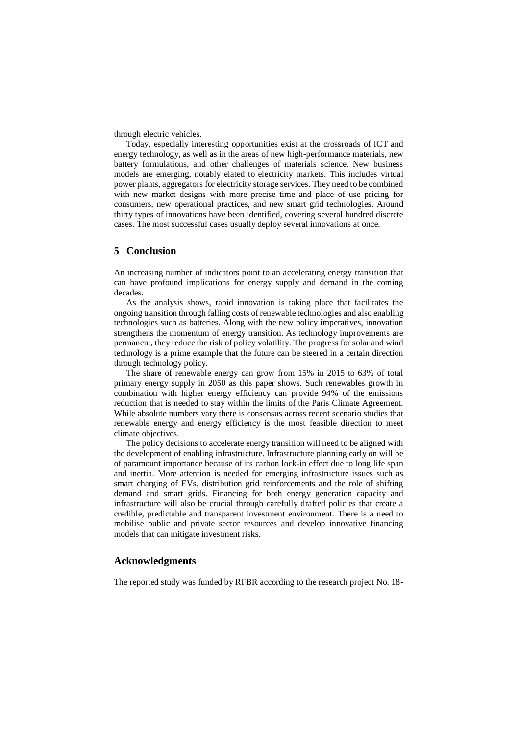through electric vehicles.

Today, especially interesting opportunities exist at the crossroads of ICT and energy technology, as well as in the areas of new high-performance materials, new battery formulations, and other challenges of materials science. New business models are emerging, notably elated to electricity markets. This includes virtual power plants, aggregators for electricity storage services. They need to be combined with new market designs with more precise time and place of use pricing for consumers, new operational practices, and new smart grid technologies. Around thirty types of innovations have been identified, covering several hundred discrete cases. The most successful cases usually deploy several innovations at once.

## 5 Conclusion

An increasing number of indicators point to an accelerating energy transition that can have profound implications for energy supply and demand in the coming decades.

As the analysis shows, rapid innovation is taking place that facilitates the ongoing transition through falling costs of renewable technologies and also enabling technologies such as batteries. Along with the new policy imperatives, innovation strengthens the momentum of energy transition. As technology improvements are permanent, they reduce the risk of policy volatility. The progress for solar and wind technology is a prime example that the future can be steered in a certain direction through technology policy.

The share of renewable energy can grow from 15% in 2015 to 63% of total primary energy supply in 2050 as this paper shows. Such renewables growth in combination with higher energy efficiency can provide 94% of the emissions reduction that is needed to stay within the limits of the Paris Climate Agreement. While absolute numbers vary there is consensus across recent scenario studies that renewable energy and energy efficiency is the most feasible direction to meet climate objectives.

The policy decisions to accelerate energy transition will need to be aligned with the development of enabling infrastructure. Infrastructure planning early on will be of paramount importance because of its carbon lock-in effect due to long life span and inertia. More attention is needed for emerging infrastructure issues such as smart charging of EVs, distribution grid reinforcements and the role of shifting demand and smart grids. Financing for both energy generation capacity and infrastructure will also be crucial through carefully drafted policies that create a credible, predictable and transparent investment environment. There is a need to mobilise public and private sector resources and develop innovative financing models that can mitigate investment risks.

## Acknowledgments

The reported study was funded by RFBR according to the research project No. 18-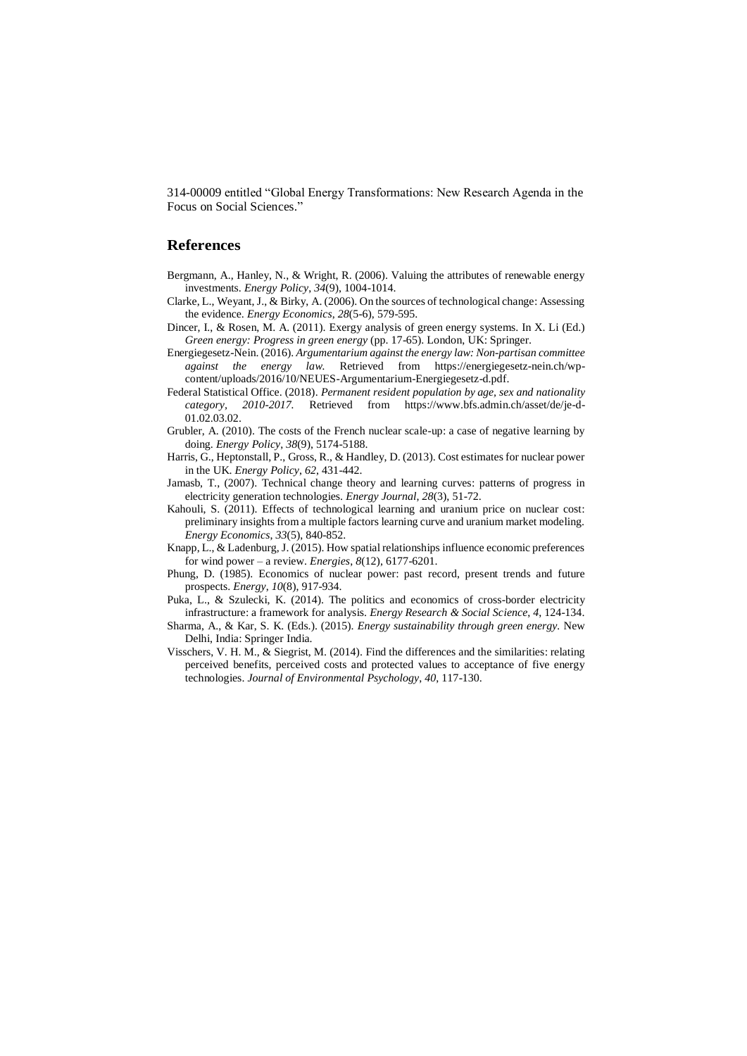314-00009 entitled “Global Energy Transformations: New Research Agenda in the Focus on Social Sciences.”

## References

Bergmann, A., Hanley, N., & Wright, R. (2006). Valuing the attributes of renewable energy investments. *Energy Policy*, *34*(9), 1004-1014.

Clarke, L., Weyant, J., & Birky, A. (2006). On the sources of technological change: Assessing the evidence. *Energy Economics*, *28*(5-6), 579-595.

Dincer, I., & Rosen, M. A. (2011). Exergy analysis of green energy systems. In X. Li (Ed.) *Green energy: Progress in green energy* (pp. 17-65). London, UK: Springer.

Energiegesetz-Nein. (2016). *Argumentarium against the energy law: Non-partisan committee against the energy law.* Retrieved from https://energiegesetz-nein.ch/wp-content/uploads/2016/10/NEUES-Argumentarium-Energiegesetz-d.pdf.

Federal Statistical Office. (2018). *Permanent resident population by age, sex and nationality category, 2010-2017.* Retrieved from https://www.bfs.admin.ch/asset/de/je-d-01.02.03.02.

Grubler, A. (2010). The costs of the French nuclear scale-up: a case of negative learning by doing. *Energy Policy*, *38*(9), 5174-5188.

Harris, G., Heptonstall, P., Gross, R., & Handley, D. (2013). Cost estimates for nuclear power in the UK. *Energy Policy*, *62*, 431-442.

Jamasb, T., (2007). Technical change theory and learning curves: patterns of progress in electricity generation technologies. *Energy Journal*, *28*(3), 51-72.

Kahouli, S. (2011). Effects of technological learning and uranium price on nuclear cost: preliminary insights from a multiple factors learning curve and uranium market modeling. *Energy Economics*, *33*(5), 840-852.

Knapp, L., & Ladenburg, J. (2015). How spatial relationships influence economic preferences for wind power – a review. *Energies*, *8*(12), 6177-6201.

Phung, D. (1985). Economics of nuclear power: past record, present trends and future prospects. *Energy, 10*(8), 917-934.

Puka, L., & Szulecki, K. (2014). The politics and economics of cross-border electricity infrastructure: a framework for analysis. *Energy Research & Social Science*, *4*, 124-134.

Sharma, A., & Kar, S. K. (Eds.). (2015). *Energy sustainability through green energy.* New Delhi, India: Springer India.

Visschers, V. H. M., & Siegrist, M. (2014). Find the differences and the similarities: relating perceived benefits, perceived costs and protected values to acceptance of five energy technologies. *Journal of Environmental Psychology*, *40*, 117-130.